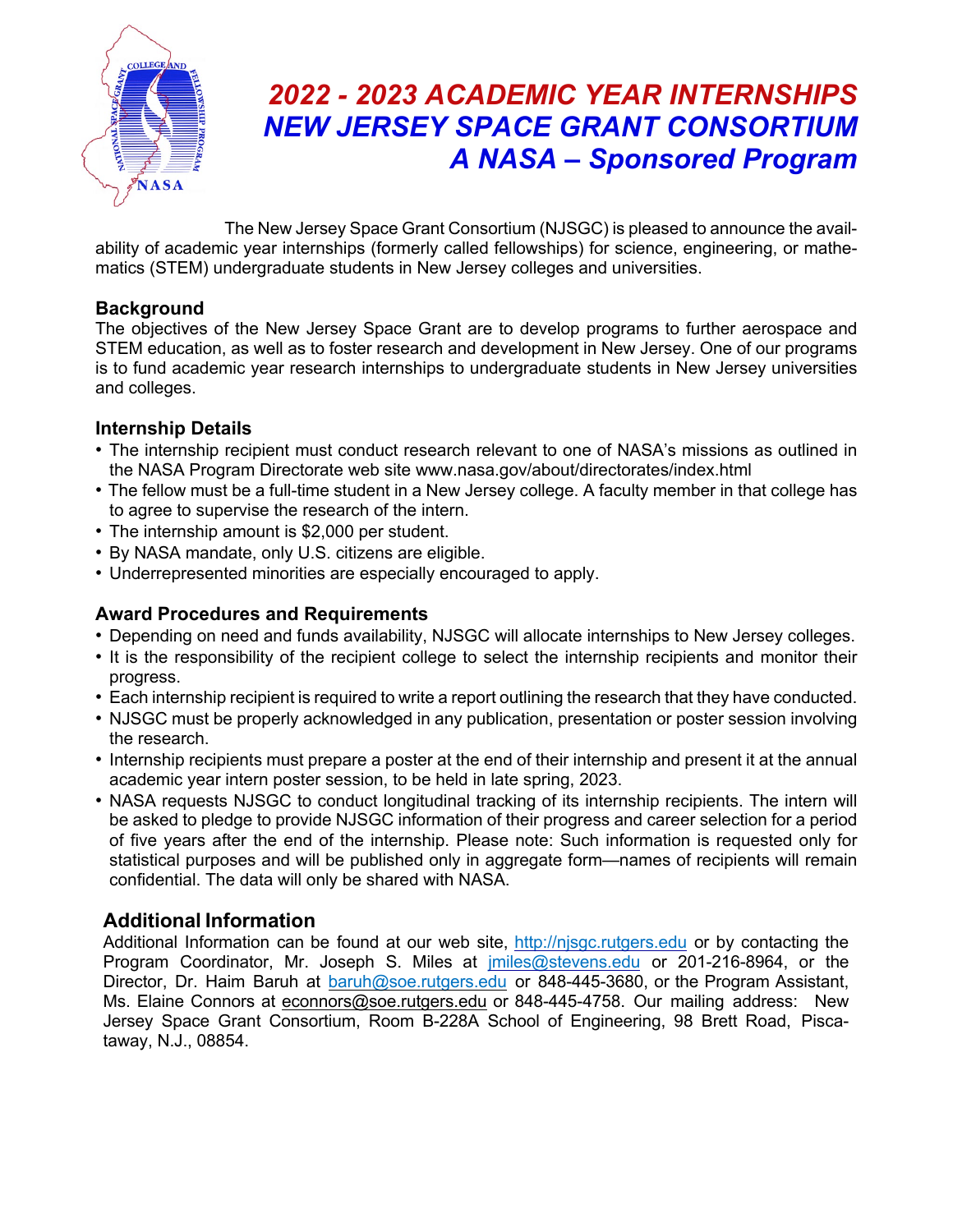# 2022 - 2023 ACADEMIC YEAR INTERNSHIPS
# NEW JERSEY SPACE GRANT CONSORTIUM
# A NASA – Sponsored Program

The New Jersey Space Grant Consortium (NJSGC) is pleased to announce the availability of academic year internships (formerly called fellowships) for science, engineering, or mathematics (STEM) undergraduate students in New Jersey colleges and universities.

## Background

The objectives of the New Jersey Space Grant are to develop programs to further aerospace and STEM education, as well as to foster research and development in New Jersey. One of our programs is to fund academic year research internships to undergraduate students in New Jersey universities and colleges.

## Internship Details

- The internship recipient must conduct research relevant to one of NASA's missions as outlined in the NASA Program Directorate web site www.nasa.gov/about/directorates/index.html
- The fellow must be a full-time student in a New Jersey college. A faculty member in that college has to agree to supervise the research of the intern.
- The internship amount is $2,000 per student.
- By NASA mandate, only U.S. citizens are eligible.
- Underrepresented minorities are especially encouraged to apply.

## Award Procedures and Requirements

- Depending on need and funds availability, NJSGC will allocate internships to New Jersey colleges.
- It is the responsibility of the recipient college to select the internship recipients and monitor their progress.
- Each internship recipient is required to write a report outlining the research that they have conducted.
- NJSGC must be properly acknowledged in any publication, presentation or poster session involving the research.
- Internship recipients must prepare a poster at the end of their internship and present it at the annual academic year intern poster session, to be held in late spring, 2023.
- NASA requests NJSGC to conduct longitudinal tracking of its internship recipients. The intern will be asked to pledge to provide NJSGC information of their progress and career selection for a period of five years after the end of the internship. Please note: Such information is requested only for statistical purposes and will be published only in aggregate form—names of recipients will remain confidential. The data will only be shared with NASA.

## Additional Information

Additional Information can be found at our web site, http://njsgc.rutgers.edu or by contacting the Program Coordinator, Mr. Joseph S. Miles at jmiles@stevens.edu or 201-216-8964, or the Director, Dr. Haim Baruh at baruh@soe.rutgers.edu or 848-445-3680, or the Program Assistant, Ms. Elaine Connors at econnors@soe.rutgers.edu or 848-445-4758. Our mailing address: New Jersey Space Grant Consortium, Room B-228A School of Engineering, 98 Brett Road, Piscataway, N.J., 08854.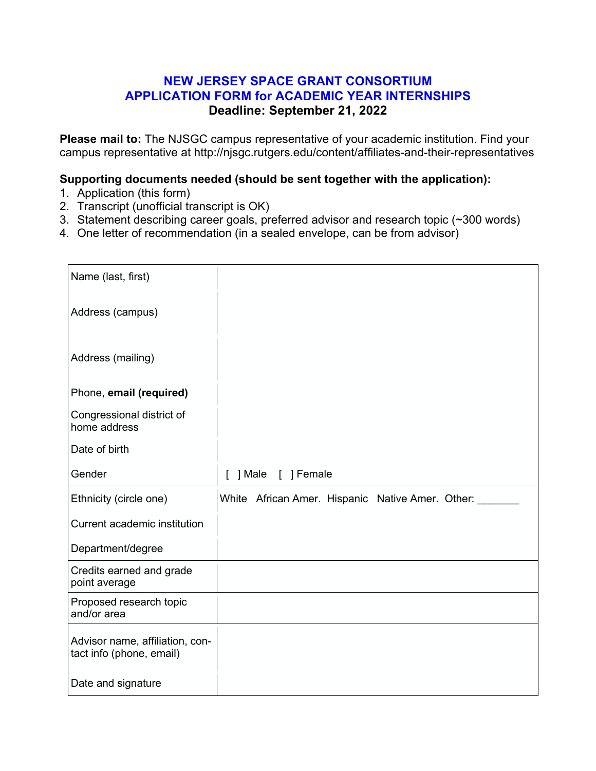# NEW JERSEY SPACE GRANT CONSORTIUM
# APPLICATION FORM for ACADEMIC YEAR INTERNSHIPS
**Deadline: September 21, 2022**

**Please mail to:** The NJSGC campus representative of your academic institution. Find your campus representative at http://njsgc.rutgers.edu/content/affiliates-and-their-representatives

**Supporting documents needed (should be sent together with the application):**

1. Application (this form)
2. Transcript (unofficial transcript is OK)
3. Statement describing career goals, preferred advisor and research topic (~300 words)
4. One letter of recommendation (in a sealed envelope, can be from advisor)

| | |
|---|---|
| Name (last, first) | |
| Address (campus) | |
| Address (mailing) | |
| Phone, **email (required)** | |
| Congressional district of home address | |
| Date of birth | |
| Gender | [ ] Male [ ] Female |
| Ethnicity (circle one) | White African Amer. Hispanic Native Amer. Other: _______ |
| Current academic institution | |
| Department/degree | |
| Credits earned and grade point average | |
| Proposed research topic and/or area | |
| Advisor name, affiliation, contact info (phone, email) | |
| Date and signature | |